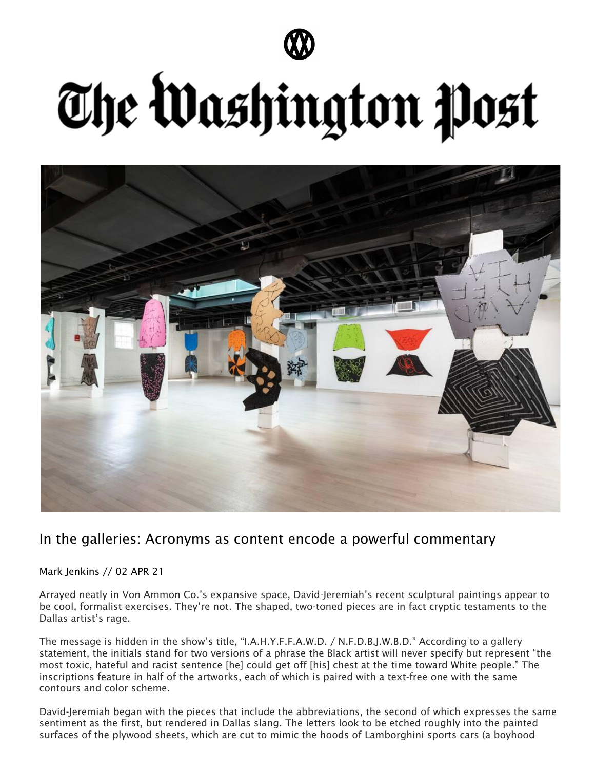# The Washington Post

## In the galleries: Acronyms as content encode a powerful commentary

Mark Jenkins // 02 APR 21

Arrayed neatly in Von Ammon Co.'s expansive space, David-Jeremiah's recent sculptural paintings appear to be cool, formalist exercises. They're not. The shaped, two-toned pieces are in fact cryptic testaments to the Dallas artist's rage.

The message is hidden in the show's title, "I.A.H.Y.F.F.A.W.D. / N.F.D.B.J.W.B.D." According to a gallery statement, the initials stand for two versions of a phrase the Black artist will never specify but represent "the most toxic, hateful and racist sentence [he] could get off [his] chest at the time toward White people." The inscriptions feature in half of the artworks, each of which is paired with a text-free one with the same contours and color scheme.

David-Jeremiah began with the pieces that include the abbreviations, the second of which expresses the same sentiment as the first, but rendered in Dallas slang. The letters look to be etched roughly into the painted surfaces of the plywood sheets, which are cut to mimic the hoods of Lamborghini sports cars (a boyhood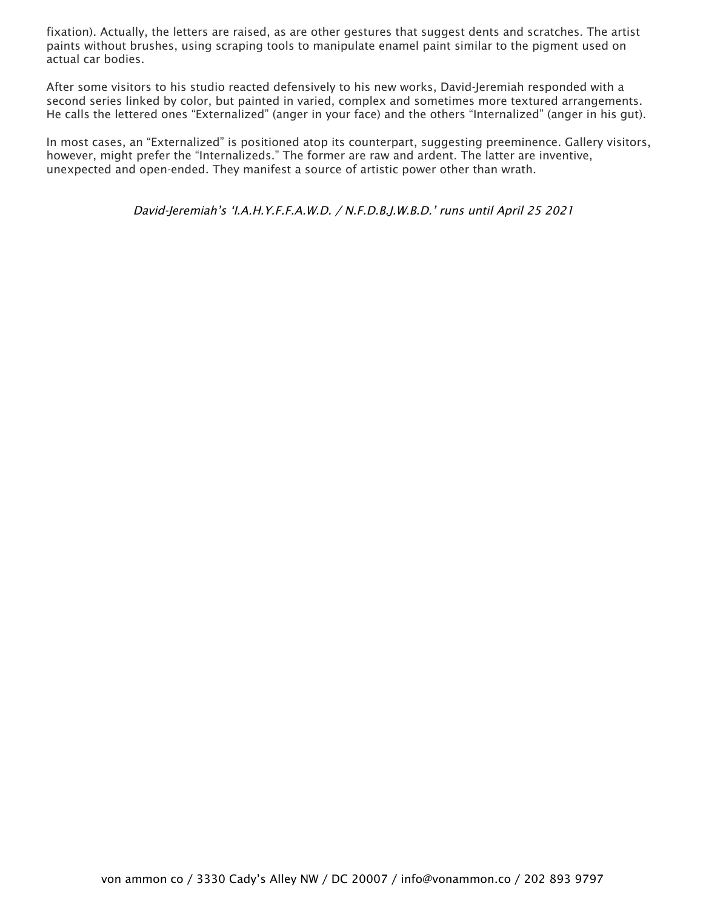fixation). Actually, the letters are raised, as are other gestures that suggest dents and scratches. The artist paints without brushes, using scraping tools to manipulate enamel paint similar to the pigment used on actual car bodies.

After some visitors to his studio reacted defensively to his new works, David-Jeremiah responded with a second series linked by color, but painted in varied, complex and sometimes more textured arrangements. He calls the lettered ones “Externalized” (anger in your face) and the others “Internalized” (anger in his gut).

In most cases, an “Externalized” is positioned atop its counterpart, suggesting preeminence. Gallery visitors, however, might prefer the “Internalizeds.” The former are raw and ardent. The latter are inventive, unexpected and open-ended. They manifest a source of artistic power other than wrath.

*David-Jeremiah’s ‘I.A.H.Y.F.F.A.W.D. / N.F.D.B.J.W.B.D.’ runs until April 25 2021*